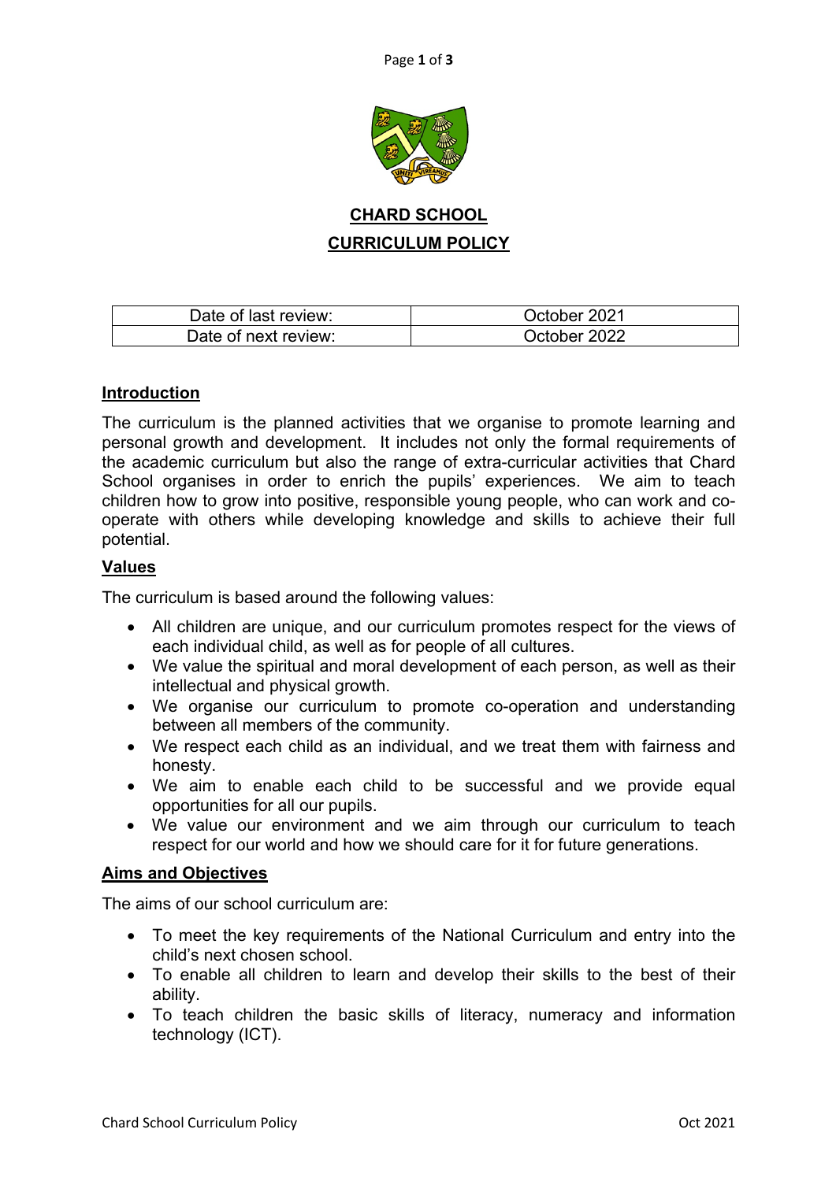# CHARD SCHOOL

## CURRICULUM POLICY

| Date of last review: | October 2021 |
| --- | --- |
| Date of next review: | October 2022 |

### Introduction

The curriculum is the planned activities that we organise to promote learning and personal growth and development. It includes not only the formal requirements of the academic curriculum but also the range of extra-curricular activities that Chard School organises in order to enrich the pupils' experiences. We aim to teach children how to grow into positive, responsible young people, who can work and co-operate with others while developing knowledge and skills to achieve their full potential.

### Values

The curriculum is based around the following values:

- All children are unique, and our curriculum promotes respect for the views of each individual child, as well as for people of all cultures.
- We value the spiritual and moral development of each person, as well as their intellectual and physical growth.
- We organise our curriculum to promote co-operation and understanding between all members of the community.
- We respect each child as an individual, and we treat them with fairness and honesty.
- We aim to enable each child to be successful and we provide equal opportunities for all our pupils.
- We value our environment and we aim through our curriculum to teach respect for our world and how we should care for it for future generations.

### Aims and Objectives

The aims of our school curriculum are:

- To meet the key requirements of the National Curriculum and entry into the child's next chosen school.
- To enable all children to learn and develop their skills to the best of their ability.
- To teach children the basic skills of literacy, numeracy and information technology (ICT).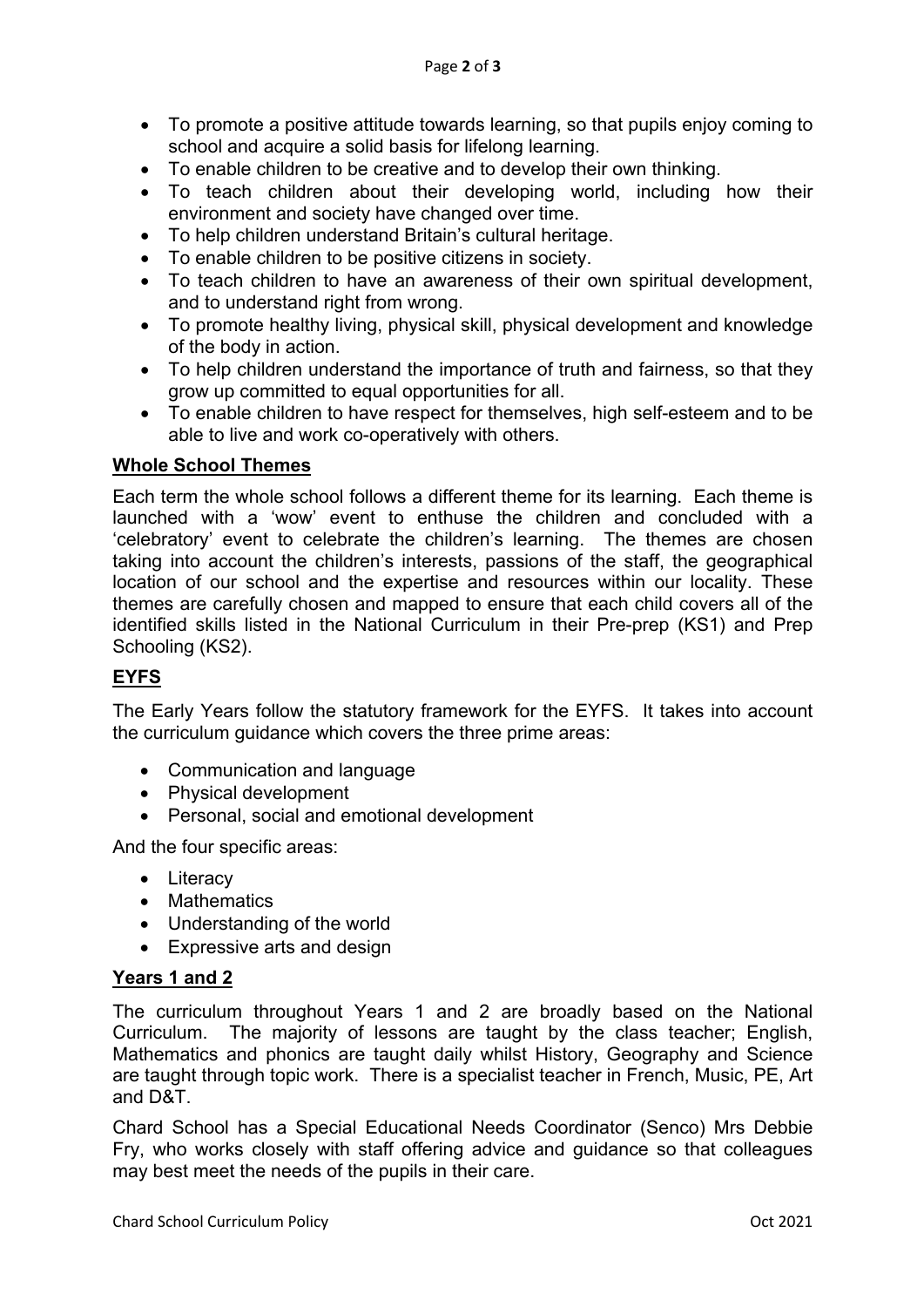- To promote a positive attitude towards learning, so that pupils enjoy coming to school and acquire a solid basis for lifelong learning.
- To enable children to be creative and to develop their own thinking.
- To teach children about their developing world, including how their environment and society have changed over time.
- To help children understand Britain's cultural heritage.
- To enable children to be positive citizens in society.
- To teach children to have an awareness of their own spiritual development, and to understand right from wrong.
- To promote healthy living, physical skill, physical development and knowledge of the body in action.
- To help children understand the importance of truth and fairness, so that they grow up committed to equal opportunities for all.
- To enable children to have respect for themselves, high self-esteem and to be able to live and work co-operatively with others.

## Whole School Themes

Each term the whole school follows a different theme for its learning. Each theme is launched with a 'wow' event to enthuse the children and concluded with a 'celebratory' event to celebrate the children's learning. The themes are chosen taking into account the children's interests, passions of the staff, the geographical location of our school and the expertise and resources within our locality. These themes are carefully chosen and mapped to ensure that each child covers all of the identified skills listed in the National Curriculum in their Pre-prep (KS1) and Prep Schooling (KS2).

## EYFS

The Early Years follow the statutory framework for the EYFS. It takes into account the curriculum guidance which covers the three prime areas:

- Communication and language
- Physical development
- Personal, social and emotional development

And the four specific areas:

- Literacy
- Mathematics
- Understanding of the world
- Expressive arts and design

## Years 1 and 2

The curriculum throughout Years 1 and 2 are broadly based on the National Curriculum. The majority of lessons are taught by the class teacher; English, Mathematics and phonics are taught daily whilst History, Geography and Science are taught through topic work. There is a specialist teacher in French, Music, PE, Art and D&T.

Chard School has a Special Educational Needs Coordinator (Senco) Mrs Debbie Fry, who works closely with staff offering advice and guidance so that colleagues may best meet the needs of the pupils in their care.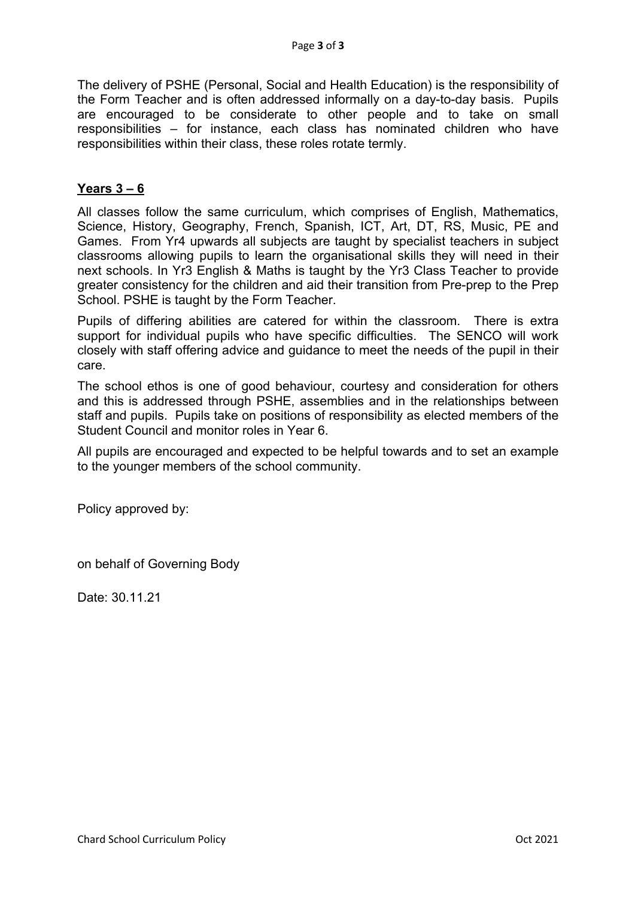The delivery of PSHE (Personal, Social and Health Education) is the responsibility of the Form Teacher and is often addressed informally on a day-to-day basis. Pupils are encouraged to be considerate to other people and to take on small responsibilities – for instance, each class has nominated children who have responsibilities within their class, these roles rotate termly.

## Years 3 – 6

All classes follow the same curriculum, which comprises of English, Mathematics, Science, History, Geography, French, Spanish, ICT, Art, DT, RS, Music, PE and Games. From Yr4 upwards all subjects are taught by specialist teachers in subject classrooms allowing pupils to learn the organisational skills they will need in their next schools. In Yr3 English & Maths is taught by the Yr3 Class Teacher to provide greater consistency for the children and aid their transition from Pre-prep to the Prep School. PSHE is taught by the Form Teacher.

Pupils of differing abilities are catered for within the classroom. There is extra support for individual pupils who have specific difficulties. The SENCO will work closely with staff offering advice and guidance to meet the needs of the pupil in their care.

The school ethos is one of good behaviour, courtesy and consideration for others and this is addressed through PSHE, assemblies and in the relationships between staff and pupils. Pupils take on positions of responsibility as elected members of the Student Council and monitor roles in Year 6.

All pupils are encouraged and expected to be helpful towards and to set an example to the younger members of the school community.

Policy approved by:

on behalf of Governing Body

Date: 30.11.21